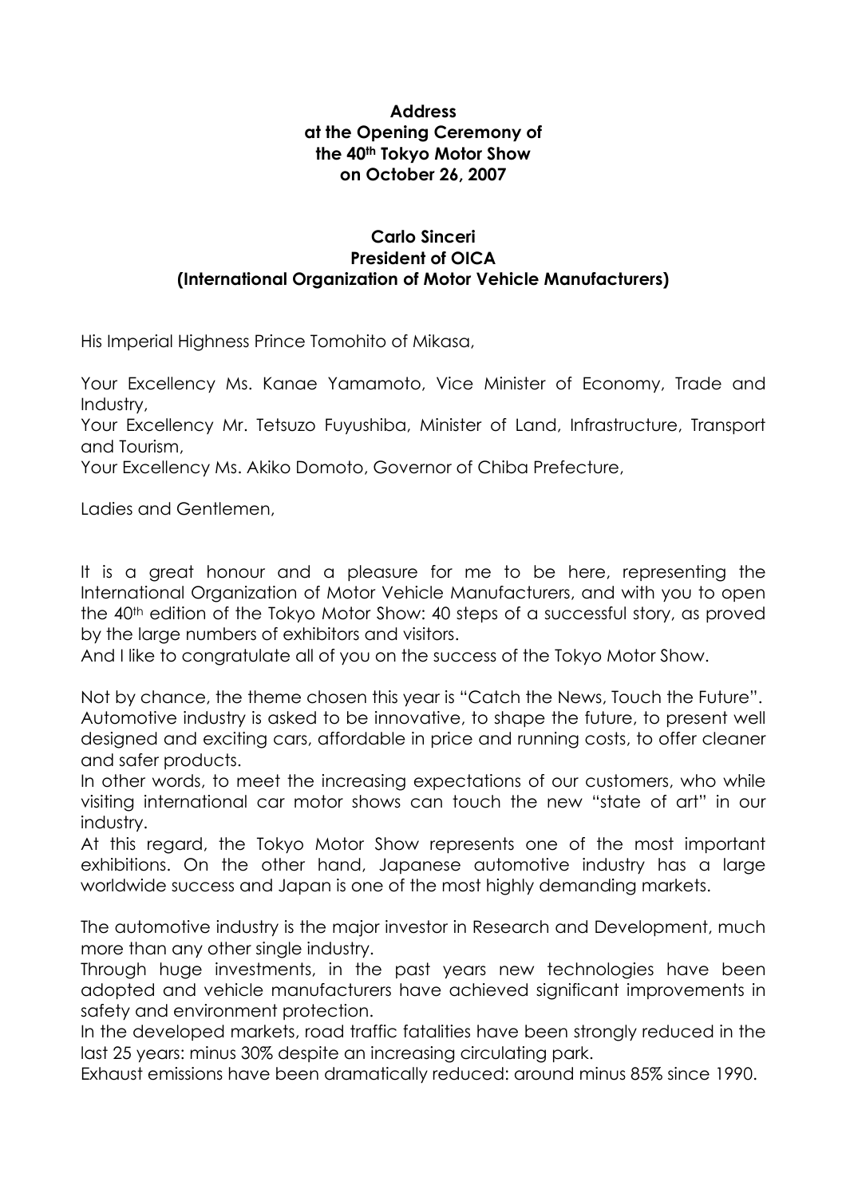**Address**
**at the Opening Ceremony of**
**the 40th Tokyo Motor Show**
**on October 26, 2007**

**Carlo Sinceri**
**President of OICA**
**(International Organization of Motor Vehicle Manufacturers)**

His Imperial Highness Prince Tomohito of Mikasa,

Your Excellency Ms. Kanae Yamamoto, Vice Minister of Economy, Trade and Industry,
Your Excellency Mr. Tetsuzo Fuyushiba, Minister of Land, Infrastructure, Transport and Tourism,
Your Excellency Ms. Akiko Domoto, Governor of Chiba Prefecture,

Ladies and Gentlemen,

It is a great honour and a pleasure for me to be here, representing the International Organization of Motor Vehicle Manufacturers, and with you to open the 40th edition of the Tokyo Motor Show: 40 steps of a successful story, as proved by the large numbers of exhibitors and visitors.
And I like to congratulate all of you on the success of the Tokyo Motor Show.

Not by chance, the theme chosen this year is "Catch the News, Touch the Future".
Automotive industry is asked to be innovative, to shape the future, to present well designed and exciting cars, affordable in price and running costs, to offer cleaner and safer products.
In other words, to meet the increasing expectations of our customers, who while visiting international car motor shows can touch the new "state of art" in our industry.
At this regard, the Tokyo Motor Show represents one of the most important exhibitions. On the other hand, Japanese automotive industry has a large worldwide success and Japan is one of the most highly demanding markets.

The automotive industry is the major investor in Research and Development, much more than any other single industry.
Through huge investments, in the past years new technologies have been adopted and vehicle manufacturers have achieved significant improvements in safety and environment protection.
In the developed markets, road traffic fatalities have been strongly reduced in the last 25 years: minus 30% despite an increasing circulating park.
Exhaust emissions have been dramatically reduced: around minus 85% since 1990.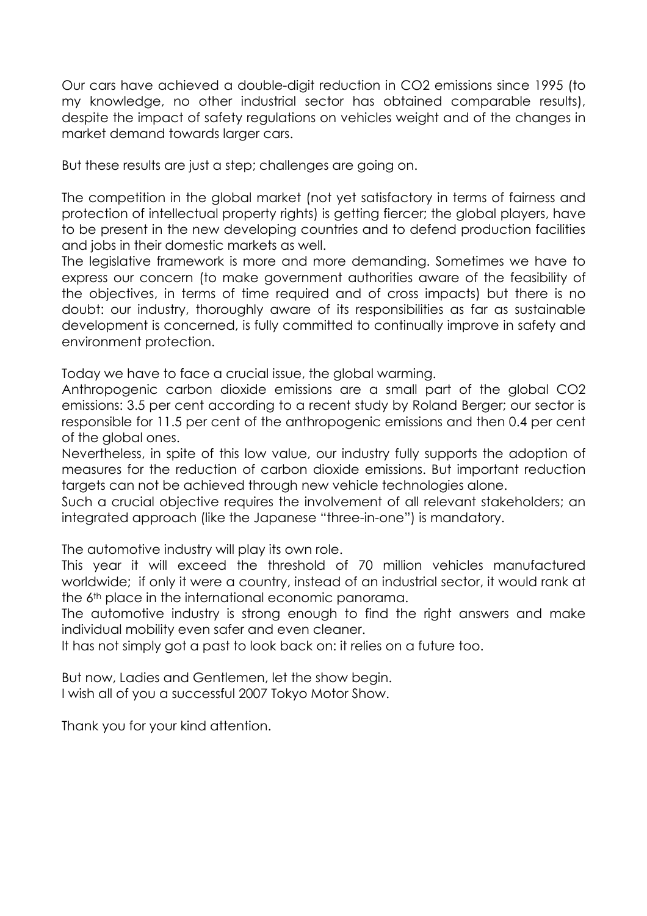Our cars have achieved a double-digit reduction in $CO_2$ emissions since 1995 (to my knowledge, no other industrial sector has obtained comparable results), despite the impact of safety regulations on vehicles weight and of the changes in market demand towards larger cars.

But these results are just a step; challenges are going on.

The competition in the global market (not yet satisfactory in terms of fairness and protection of intellectual property rights) is getting fiercer; the global players, have to be present in the new developing countries and to defend production facilities and jobs in their domestic markets as well.
The legislative framework is more and more demanding. Sometimes we have to express our concern (to make government authorities aware of the feasibility of the objectives, in terms of time required and of cross impacts) but there is no doubt: our industry, thoroughly aware of its responsibilities as far as sustainable development is concerned, is fully committed to continually improve in safety and environment protection.

Today we have to face a crucial issue, the global warming.
Anthropogenic carbon dioxide emissions are a small part of the global $CO_2$ emissions: 3.5 per cent according to a recent study by Roland Berger; our sector is responsible for 11.5 per cent of the anthropogenic emissions and then 0.4 per cent of the global ones.
Nevertheless, in spite of this low value, our industry fully supports the adoption of measures for the reduction of carbon dioxide emissions. But important reduction targets can not be achieved through new vehicle technologies alone.
Such a crucial objective requires the involvement of all relevant stakeholders; an integrated approach (like the Japanese "three-in-one") is mandatory.

The automotive industry will play its own role.
This year it will exceed the threshold of 70 million vehicles manufactured worldwide; if only it were a country, instead of an industrial sector, it would rank at the 6th place in the international economic panorama.
The automotive industry is strong enough to find the right answers and make individual mobility even safer and even cleaner.
It has not simply got a past to look back on: it relies on a future too.

But now, Ladies and Gentlemen, let the show begin.
I wish all of you a successful 2007 Tokyo Motor Show.

Thank you for your kind attention.